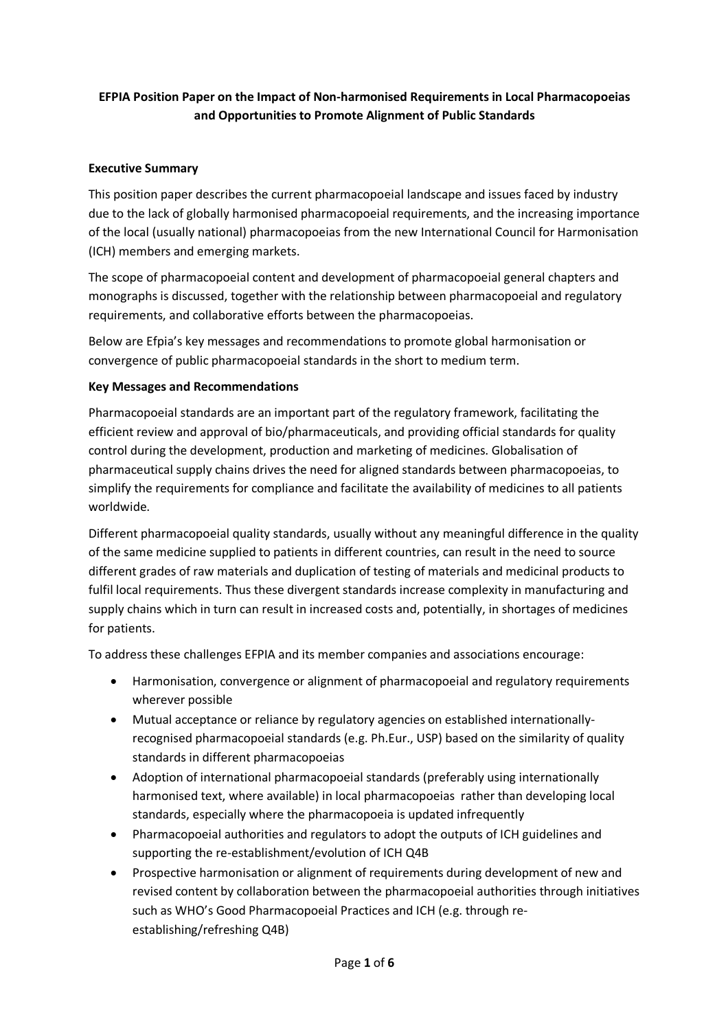# EFPIA Position Paper on the Impact of Non-harmonised Requirements in Local Pharmacopoeias and Opportunities to Promote Alignment of Public Standards

## Executive Summary

This position paper describes the current pharmacopoeial landscape and issues faced by industry due to the lack of globally harmonised pharmacopoeial requirements, and the increasing importance of the local (usually national) pharmacopoeias from the new International Council for Harmonisation (ICH) members and emerging markets.

The scope of pharmacopoeial content and development of pharmacopoeial general chapters and monographs is discussed, together with the relationship between pharmacopoeial and regulatory requirements, and collaborative efforts between the pharmacopoeias.

Below are Efpia's key messages and recommendations to promote global harmonisation or convergence of public pharmacopoeial standards in the short to medium term.

## Key Messages and Recommendations

Pharmacopoeial standards are an important part of the regulatory framework, facilitating the efficient review and approval of bio/pharmaceuticals, and providing official standards for quality control during the development, production and marketing of medicines. Globalisation of pharmaceutical supply chains drives the need for aligned standards between pharmacopoeias, to simplify the requirements for compliance and facilitate the availability of medicines to all patients worldwide.

Different pharmacopoeial quality standards, usually without any meaningful difference in the quality of the same medicine supplied to patients in different countries, can result in the need to source different grades of raw materials and duplication of testing of materials and medicinal products to fulfil local requirements. Thus these divergent standards increase complexity in manufacturing and supply chains which in turn can result in increased costs and, potentially, in shortages of medicines for patients.

To address these challenges EFPIA and its member companies and associations encourage:

- Harmonisation, convergence or alignment of pharmacopoeial and regulatory requirements wherever possible
- Mutual acceptance or reliance by regulatory agencies on established internationally-recognised pharmacopoeial standards (e.g. Ph.Eur., USP) based on the similarity of quality standards in different pharmacopoeias
- Adoption of international pharmacopoeial standards (preferably using internationally harmonised text, where available) in local pharmacopoeias rather than developing local standards, especially where the pharmacopoeia is updated infrequently
- Pharmacopoeial authorities and regulators to adopt the outputs of ICH guidelines and supporting the re-establishment/evolution of ICH Q4B
- Prospective harmonisation or alignment of requirements during development of new and revised content by collaboration between the pharmacopoeial authorities through initiatives such as WHO's Good Pharmacopoeial Practices and ICH (e.g. through re-establishing/refreshing Q4B)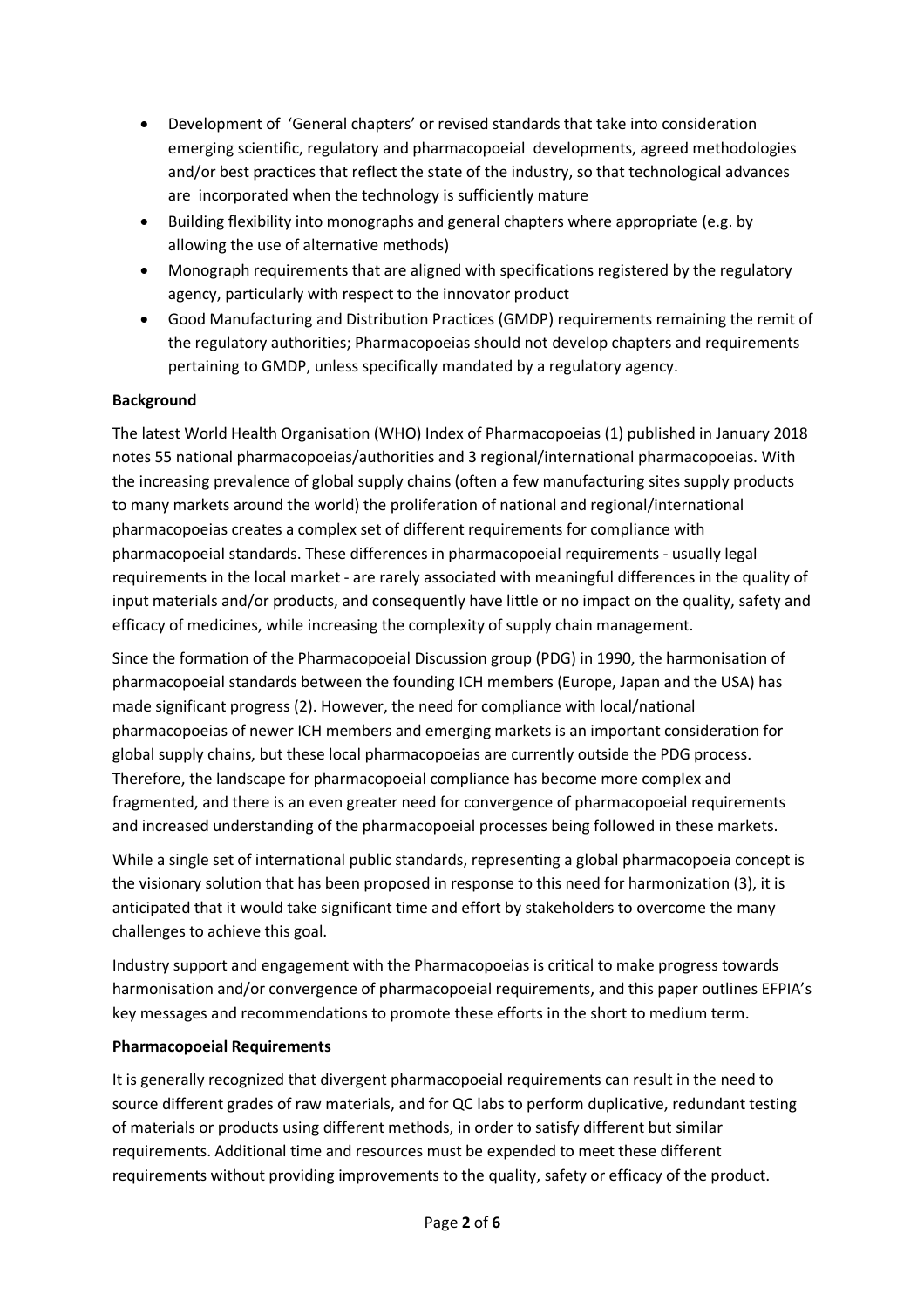- Development of 'General chapters' or revised standards that take into consideration emerging scientific, regulatory and pharmacopoeial developments, agreed methodologies and/or best practices that reflect the state of the industry, so that technological advances are incorporated when the technology is sufficiently mature
- Building flexibility into monographs and general chapters where appropriate (e.g. by allowing the use of alternative methods)
- Monograph requirements that are aligned with specifications registered by the regulatory agency, particularly with respect to the innovator product
- Good Manufacturing and Distribution Practices (GMDP) requirements remaining the remit of the regulatory authorities; Pharmacopoeias should not develop chapters and requirements pertaining to GMDP, unless specifically mandated by a regulatory agency.

**Background**

The latest World Health Organisation (WHO) Index of Pharmacopoeias (1) published in January 2018 notes 55 national pharmacopoeias/authorities and 3 regional/international pharmacopoeias. With the increasing prevalence of global supply chains (often a few manufacturing sites supply products to many markets around the world) the proliferation of national and regional/international pharmacopoeias creates a complex set of different requirements for compliance with pharmacopoeial standards. These differences in pharmacopoeial requirements - usually legal requirements in the local market - are rarely associated with meaningful differences in the quality of input materials and/or products, and consequently have little or no impact on the quality, safety and efficacy of medicines, while increasing the complexity of supply chain management.

Since the formation of the Pharmacopoeial Discussion group (PDG) in 1990, the harmonisation of pharmacopoeial standards between the founding ICH members (Europe, Japan and the USA) has made significant progress (2). However, the need for compliance with local/national pharmacopoeias of newer ICH members and emerging markets is an important consideration for global supply chains, but these local pharmacopoeias are currently outside the PDG process. Therefore, the landscape for pharmacopoeial compliance has become more complex and fragmented, and there is an even greater need for convergence of pharmacopoeial requirements and increased understanding of the pharmacopoeial processes being followed in these markets.

While a single set of international public standards, representing a global pharmacopoeia concept is the visionary solution that has been proposed in response to this need for harmonization (3), it is anticipated that it would take significant time and effort by stakeholders to overcome the many challenges to achieve this goal.

Industry support and engagement with the Pharmacopoeias is critical to make progress towards harmonisation and/or convergence of pharmacopoeial requirements, and this paper outlines EFPIA's key messages and recommendations to promote these efforts in the short to medium term.

**Pharmacopoeial Requirements**

It is generally recognized that divergent pharmacopoeial requirements can result in the need to source different grades of raw materials, and for QC labs to perform duplicative, redundant testing of materials or products using different methods, in order to satisfy different but similar requirements. Additional time and resources must be expended to meet these different requirements without providing improvements to the quality, safety or efficacy of the product.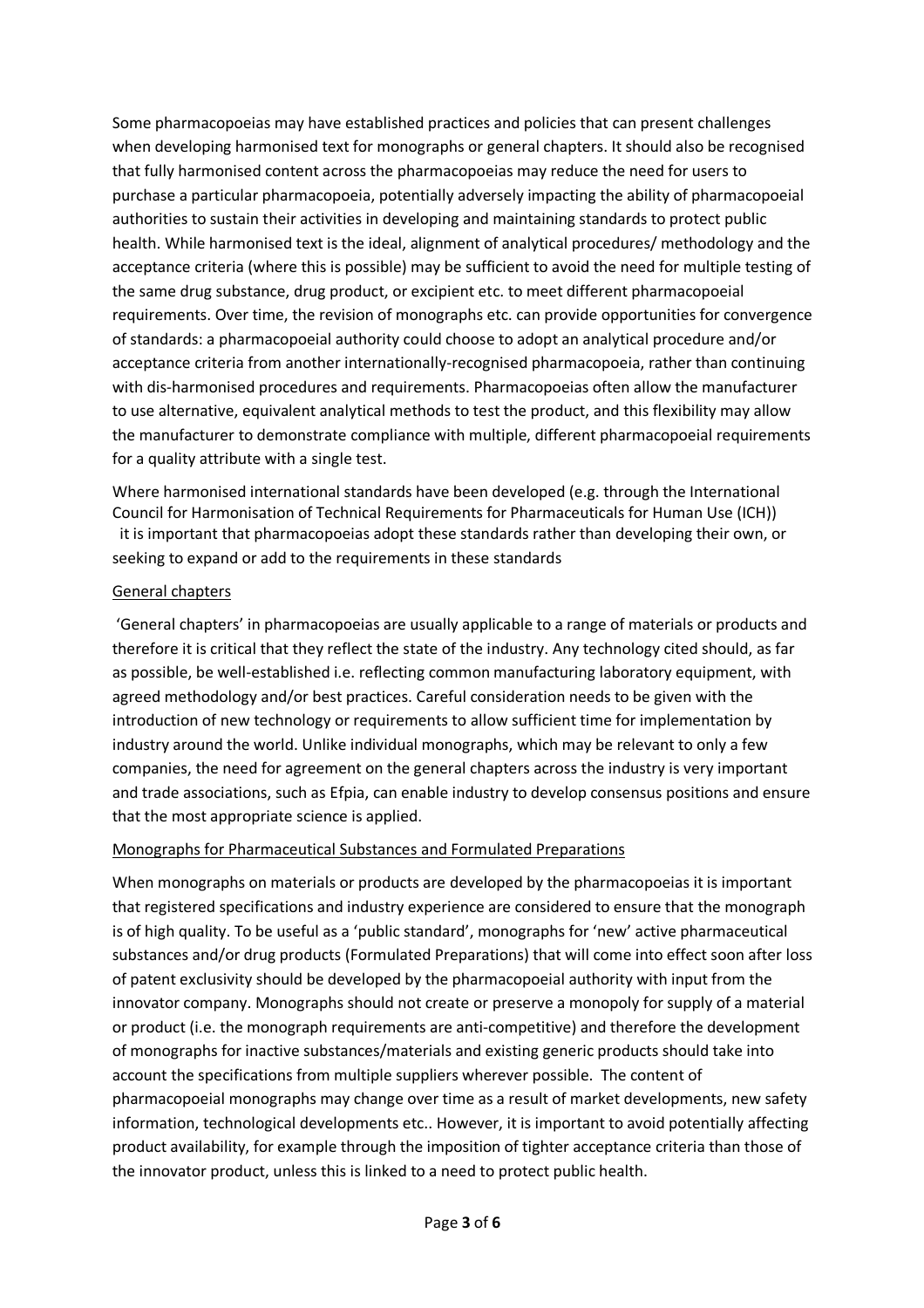Some pharmacopoeias may have established practices and policies that can present challenges when developing harmonised text for monographs or general chapters. It should also be recognised that fully harmonised content across the pharmacopoeias may reduce the need for users to purchase a particular pharmacopoeia, potentially adversely impacting the ability of pharmacopoeial authorities to sustain their activities in developing and maintaining standards to protect public health. While harmonised text is the ideal, alignment of analytical procedures/ methodology and the acceptance criteria (where this is possible) may be sufficient to avoid the need for multiple testing of the same drug substance, drug product, or excipient etc. to meet different pharmacopoeial requirements. Over time, the revision of monographs etc. can provide opportunities for convergence of standards: a pharmacopoeial authority could choose to adopt an analytical procedure and/or acceptance criteria from another internationally-recognised pharmacopoeia, rather than continuing with dis-harmonised procedures and requirements. Pharmacopoeias often allow the manufacturer to use alternative, equivalent analytical methods to test the product, and this flexibility may allow the manufacturer to demonstrate compliance with multiple, different pharmacopoeial requirements for a quality attribute with a single test.

Where harmonised international standards have been developed (e.g. through the International Council for Harmonisation of Technical Requirements for Pharmaceuticals for Human Use (ICH)) it is important that pharmacopoeias adopt these standards rather than developing their own, or seeking to expand or add to the requirements in these standards

## General chapters

'General chapters' in pharmacopoeias are usually applicable to a range of materials or products and therefore it is critical that they reflect the state of the industry. Any technology cited should, as far as possible, be well-established i.e. reflecting common manufacturing laboratory equipment, with agreed methodology and/or best practices. Careful consideration needs to be given with the introduction of new technology or requirements to allow sufficient time for implementation by industry around the world. Unlike individual monographs, which may be relevant to only a few companies, the need for agreement on the general chapters across the industry is very important and trade associations, such as Efpia, can enable industry to develop consensus positions and ensure that the most appropriate science is applied.

## Monographs for Pharmaceutical Substances and Formulated Preparations

When monographs on materials or products are developed by the pharmacopoeias it is important that registered specifications and industry experience are considered to ensure that the monograph is of high quality. To be useful as a 'public standard', monographs for 'new' active pharmaceutical substances and/or drug products (Formulated Preparations) that will come into effect soon after loss of patent exclusivity should be developed by the pharmacopoeial authority with input from the innovator company. Monographs should not create or preserve a monopoly for supply of a material or product (i.e. the monograph requirements are anti-competitive) and therefore the development of monographs for inactive substances/materials and existing generic products should take into account the specifications from multiple suppliers wherever possible. The content of pharmacopoeial monographs may change over time as a result of market developments, new safety information, technological developments etc.. However, it is important to avoid potentially affecting product availability, for example through the imposition of tighter acceptance criteria than those of the innovator product, unless this is linked to a need to protect public health.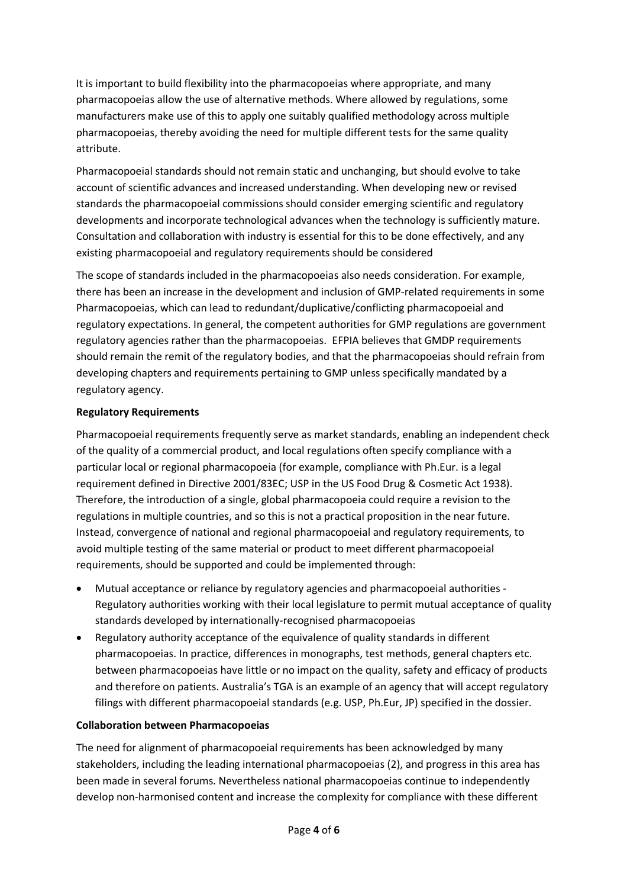It is important to build flexibility into the pharmacopoeias where appropriate, and many pharmacopoeias allow the use of alternative methods. Where allowed by regulations, some manufacturers make use of this to apply one suitably qualified methodology across multiple pharmacopoeias, thereby avoiding the need for multiple different tests for the same quality attribute.

Pharmacopoeial standards should not remain static and unchanging, but should evolve to take account of scientific advances and increased understanding. When developing new or revised standards the pharmacopoeial commissions should consider emerging scientific and regulatory developments and incorporate technological advances when the technology is sufficiently mature. Consultation and collaboration with industry is essential for this to be done effectively, and any existing pharmacopoeial and regulatory requirements should be considered

The scope of standards included in the pharmacopoeias also needs consideration. For example, there has been an increase in the development and inclusion of GMP-related requirements in some Pharmacopoeias, which can lead to redundant/duplicative/conflicting pharmacopoeial and regulatory expectations. In general, the competent authorities for GMP regulations are government regulatory agencies rather than the pharmacopoeias. EFPIA believes that GMDP requirements should remain the remit of the regulatory bodies, and that the pharmacopoeias should refrain from developing chapters and requirements pertaining to GMP unless specifically mandated by a regulatory agency.

**Regulatory Requirements**

Pharmacopoeial requirements frequently serve as market standards, enabling an independent check of the quality of a commercial product, and local regulations often specify compliance with a particular local or regional pharmacopoeia (for example, compliance with Ph.Eur. is a legal requirement defined in Directive 2001/83EC; USP in the US Food Drug & Cosmetic Act 1938). Therefore, the introduction of a single, global pharmacopoeia could require a revision to the regulations in multiple countries, and so this is not a practical proposition in the near future. Instead, convergence of national and regional pharmacopoeial and regulatory requirements, to avoid multiple testing of the same material or product to meet different pharmacopoeial requirements, should be supported and could be implemented through:

- Mutual acceptance or reliance by regulatory agencies and pharmacopoeial authorities - Regulatory authorities working with their local legislature to permit mutual acceptance of quality standards developed by internationally-recognised pharmacopoeias
- Regulatory authority acceptance of the equivalence of quality standards in different pharmacopoeias. In practice, differences in monographs, test methods, general chapters etc. between pharmacopoeias have little or no impact on the quality, safety and efficacy of products and therefore on patients. Australia's TGA is an example of an agency that will accept regulatory filings with different pharmacopoeial standards (e.g. USP, Ph.Eur, JP) specified in the dossier.

**Collaboration between Pharmacopoeias**

The need for alignment of pharmacopoeial requirements has been acknowledged by many stakeholders, including the leading international pharmacopoeias (2), and progress in this area has been made in several forums. Nevertheless national pharmacopoeias continue to independently develop non-harmonised content and increase the complexity for compliance with these different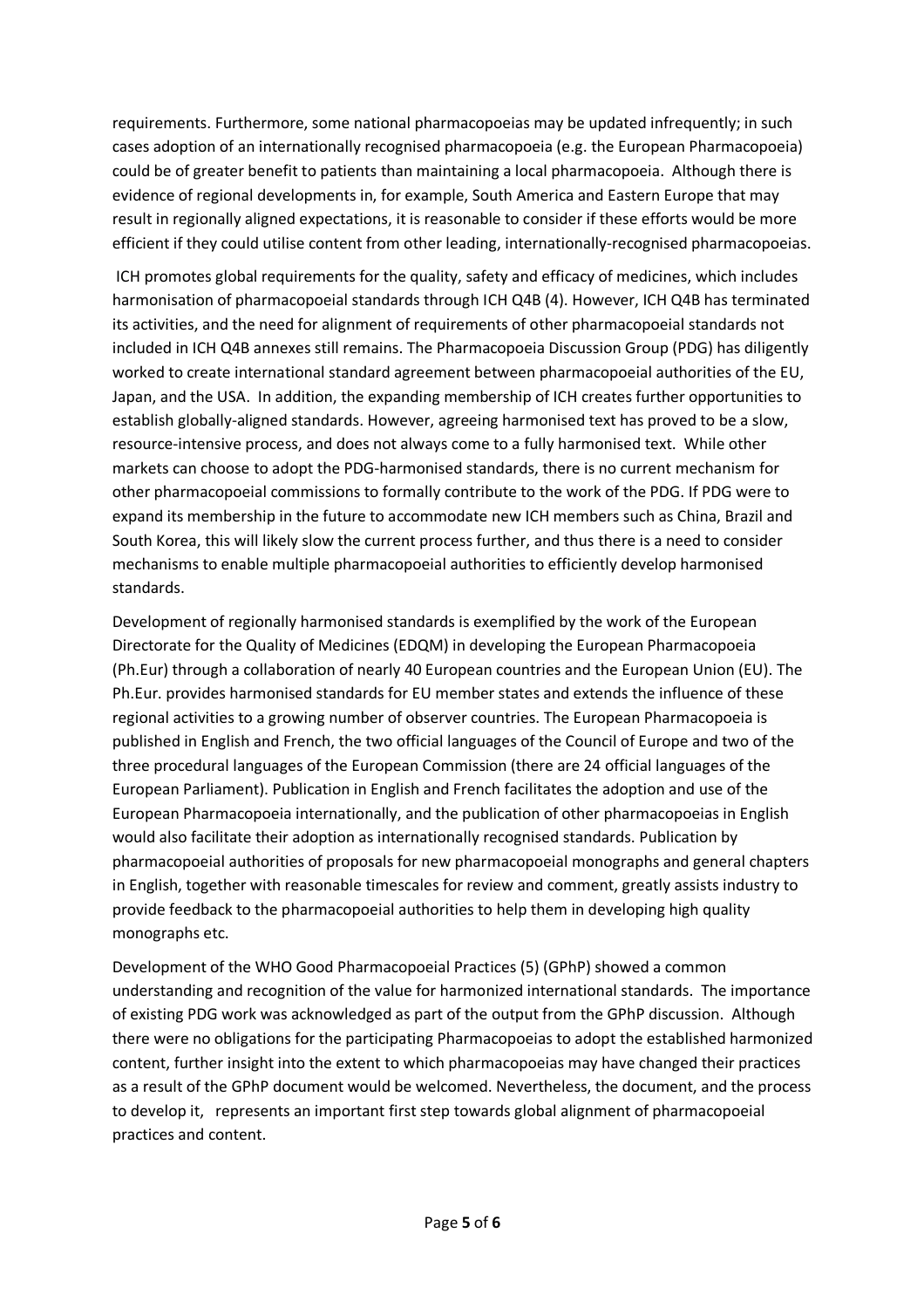requirements. Furthermore, some national pharmacopoeias may be updated infrequently; in such cases adoption of an internationally recognised pharmacopoeia (e.g. the European Pharmacopoeia) could be of greater benefit to patients than maintaining a local pharmacopoeia. Although there is evidence of regional developments in, for example, South America and Eastern Europe that may result in regionally aligned expectations, it is reasonable to consider if these efforts would be more efficient if they could utilise content from other leading, internationally-recognised pharmacopoeias.

ICH promotes global requirements for the quality, safety and efficacy of medicines, which includes harmonisation of pharmacopoeial standards through ICH Q4B (4). However, ICH Q4B has terminated its activities, and the need for alignment of requirements of other pharmacopoeial standards not included in ICH Q4B annexes still remains. The Pharmacopoeia Discussion Group (PDG) has diligently worked to create international standard agreement between pharmacopoeial authorities of the EU, Japan, and the USA. In addition, the expanding membership of ICH creates further opportunities to establish globally-aligned standards. However, agreeing harmonised text has proved to be a slow, resource-intensive process, and does not always come to a fully harmonised text. While other markets can choose to adopt the PDG-harmonised standards, there is no current mechanism for other pharmacopoeial commissions to formally contribute to the work of the PDG. If PDG were to expand its membership in the future to accommodate new ICH members such as China, Brazil and South Korea, this will likely slow the current process further, and thus there is a need to consider mechanisms to enable multiple pharmacopoeial authorities to efficiently develop harmonised standards.

Development of regionally harmonised standards is exemplified by the work of the European Directorate for the Quality of Medicines (EDQM) in developing the European Pharmacopoeia (Ph.Eur) through a collaboration of nearly 40 European countries and the European Union (EU). The Ph.Eur. provides harmonised standards for EU member states and extends the influence of these regional activities to a growing number of observer countries. The European Pharmacopoeia is published in English and French, the two official languages of the Council of Europe and two of the three procedural languages of the European Commission (there are 24 official languages of the European Parliament). Publication in English and French facilitates the adoption and use of the European Pharmacopoeia internationally, and the publication of other pharmacopoeias in English would also facilitate their adoption as internationally recognised standards. Publication by pharmacopoeial authorities of proposals for new pharmacopoeial monographs and general chapters in English, together with reasonable timescales for review and comment, greatly assists industry to provide feedback to the pharmacopoeial authorities to help them in developing high quality monographs etc.

Development of the WHO Good Pharmacopoeial Practices (5) (GPhP) showed a common understanding and recognition of the value for harmonized international standards. The importance of existing PDG work was acknowledged as part of the output from the GPhP discussion. Although there were no obligations for the participating Pharmacopoeias to adopt the established harmonized content, further insight into the extent to which pharmacopoeias may have changed their practices as a result of the GPhP document would be welcomed. Nevertheless, the document, and the process to develop it, represents an important first step towards global alignment of pharmacopoeial practices and content.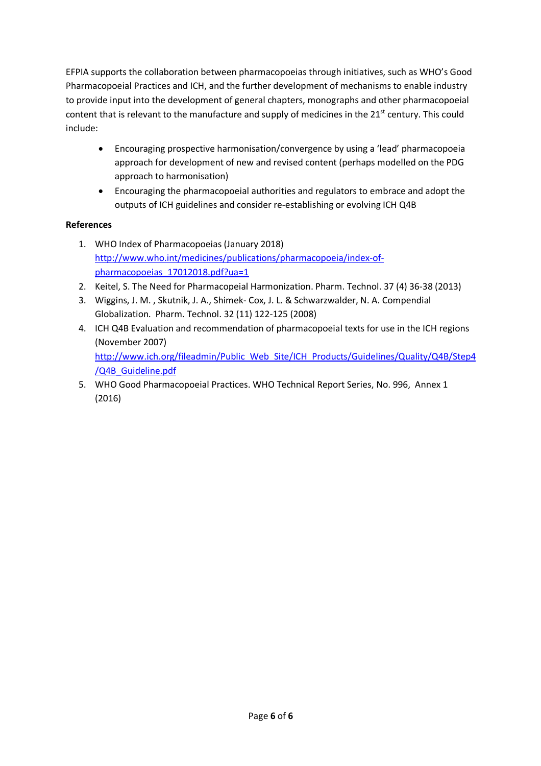EFPIA supports the collaboration between pharmacopoeias through initiatives, such as WHO's Good Pharmacopoeial Practices and ICH, and the further development of mechanisms to enable industry to provide input into the development of general chapters, monographs and other pharmacopoeial content that is relevant to the manufacture and supply of medicines in the 21st century. This could include:

- Encouraging prospective harmonisation/convergence by using a 'lead' pharmacopoeia approach for development of new and revised content (perhaps modelled on the PDG approach to harmonisation)
- Encouraging the pharmacopoeial authorities and regulators to embrace and adopt the outputs of ICH guidelines and consider re-establishing or evolving ICH Q4B

**References**

1. WHO Index of Pharmacopoeias (January 2018) http://www.who.int/medicines/publications/pharmacopoeia/index-of-pharmacopoeias_17012018.pdf?ua=1
2. Keitel, S. The Need for Pharmacopeial Harmonization. Pharm. Technol. 37 (4) 36-38 (2013)
3. Wiggins, J. M. , Skutnik, J. A., Shimek- Cox, J. L. & Schwarzwalder, N. A. Compendial Globalization. Pharm. Technol. 32 (11) 122-125 (2008)
4. ICH Q4B Evaluation and recommendation of pharmacopoeial texts for use in the ICH regions (November 2007) http://www.ich.org/fileadmin/Public_Web_Site/ICH_Products/Guidelines/Quality/Q4B/Step4/Q4B_Guideline.pdf
5. WHO Good Pharmacopoeial Practices. WHO Technical Report Series, No. 996, Annex 1 (2016)